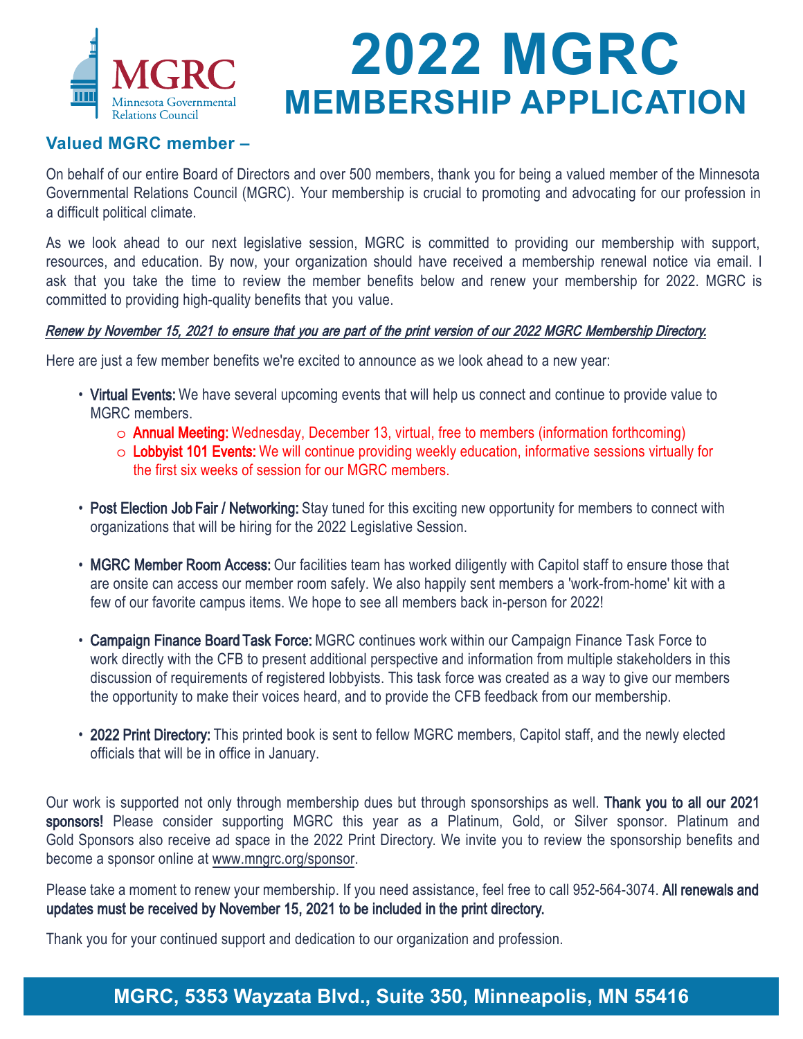MGRC
Minnesota Governmental Relations Council

# 2022 MGRC MEMBERSHIP APPLICATION

### Valued MGRC member –

On behalf of our entire Board of Directors and over 500 members, thank you for being a valued member of the Minnesota Governmental Relations Council (MGRC). Your membership is crucial to promoting and advocating for our profession in a difficult political climate.

As we look ahead to our next legislative session, MGRC is committed to providing our membership with support, resources, and education. By now, your organization should have received a membership renewal notice via email. I ask that you take the time to review the member benefits below and renew your membership for 2022. MGRC is committed to providing high-quality benefits that you value.

***Renew by November 15, 2021 to ensure that you are part of the print version of our 2022 MGRC Membership Directory.***

Here are just a few member benefits we're excited to announce as we look ahead to a new year:

- **Virtual Events:** We have several upcoming events that will help us connect and continue to provide value to MGRC members.
  - **Annual Meeting:** Wednesday, December 13, virtual, free to members (information forthcoming)
  - **Lobbyist 101 Events:** We will continue providing weekly education, informative sessions virtually for the first six weeks of session for our MGRC members.
- **Post Election Job Fair / Networking:** Stay tuned for this exciting new opportunity for members to connect with organizations that will be hiring for the 2022 Legislative Session.
- **MGRC Member Room Access:** Our facilities team has worked diligently with Capitol staff to ensure those that are onsite can access our member room safely. We also happily sent members a 'work-from-home' kit with a few of our favorite campus items. We hope to see all members back in-person for 2022!
- **Campaign Finance Board Task Force:** MGRC continues work within our Campaign Finance Task Force to work directly with the CFB to present additional perspective and information from multiple stakeholders in this discussion of requirements of registered lobbyists. This task force was created as a way to give our members the opportunity to make their voices heard, and to provide the CFB feedback from our membership.
- **2022 Print Directory:** This printed book is sent to fellow MGRC members, Capitol staff, and the newly elected officials that will be in office in January.

Our work is supported not only through membership dues but through sponsorships as well. **Thank you to all our 2021 sponsors!** Please consider supporting MGRC this year as a Platinum, Gold, or Silver sponsor. Platinum and Gold Sponsors also receive ad space in the 2022 Print Directory. We invite you to review the sponsorship benefits and become a sponsor online at www.mngrc.org/sponsor.

Please take a moment to renew your membership. If you need assistance, feel free to call 952-564-3074. **All renewals and updates must be received by November 15, 2021 to be included in the print directory.**

Thank you for your continued support and dedication to our organization and profession.

**MGRC, 5353 Wayzata Blvd., Suite 350, Minneapolis, MN 55416**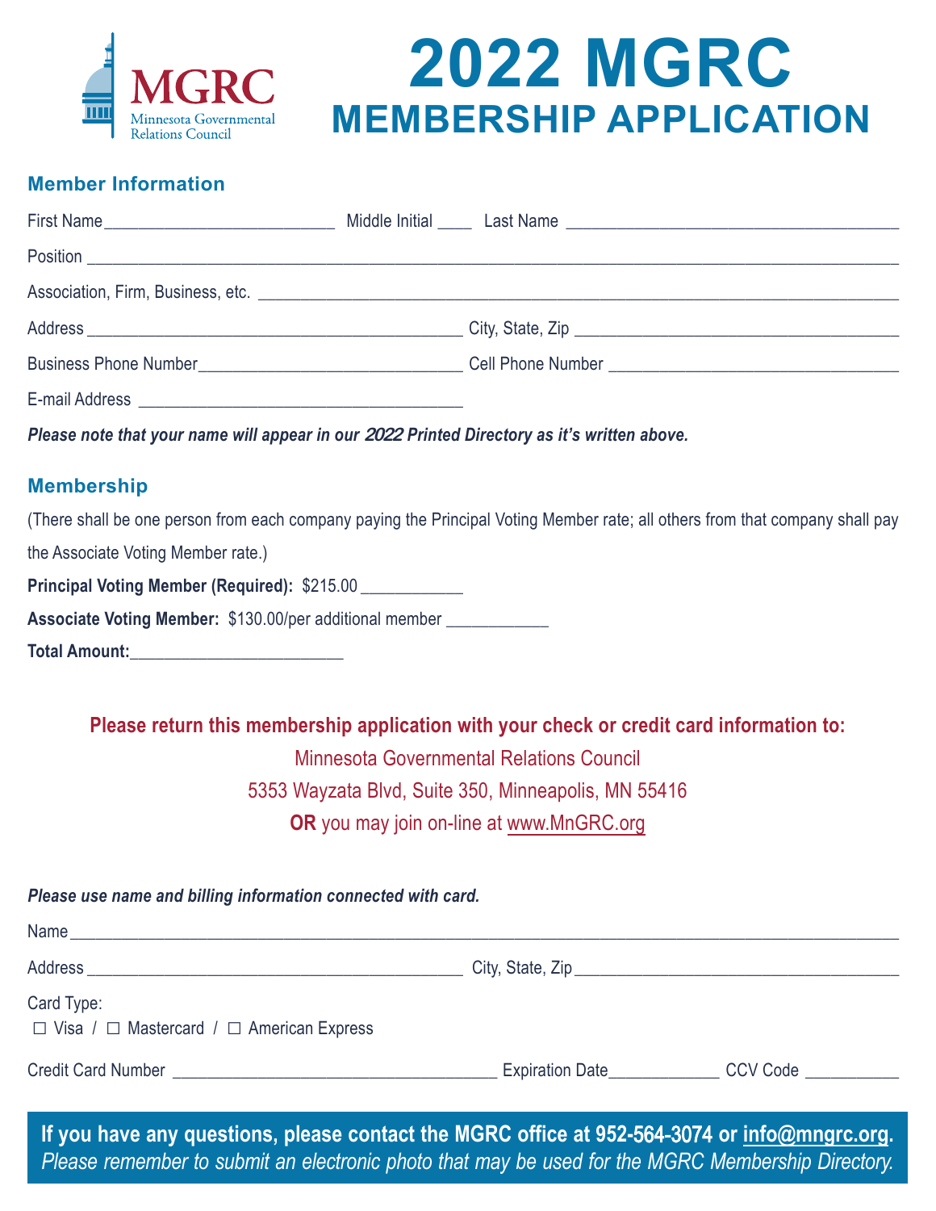MGRC
Minnesota Governmental Relations Council

# 2022 MGRC MEMBERSHIP APPLICATION

## Member Information

First Name__________________________ Middle Initial ____ Last Name ____________________________________

Position ________________________________________________________________________________________

Association, Firm, Business, etc. ____________________________________________________________________

Address ___________________________________________ City, State, Zip ____________________________________

Business Phone Number______________________________ Cell Phone Number _________________________________

E-mail Address _____________________________________

***Please note that your name will appear in our 2022 Printed Directory as it's written above.***

## Membership

(There shall be one person from each company paying the Principal Voting Member rate; all others from that company shall pay the Associate Voting Member rate.)

**Principal Voting Member (Required):** $215.00 ___________

**Associate Voting Member:** $130.00/per additional member ___________

**Total Amount:**_______________________

**Please return this membership application with your check or credit card information to:**

Minnesota Governmental Relations Council

5353 Wayzata Blvd, Suite 350, Minneapolis, MN 55416

**OR** you may join on-line at www.MnGRC.org

***Please use name and billing information connected with card.***

Name________________________________________________________________________________________________

Address ___________________________________________ City, State, Zip _____________________________________

Card Type:

☐ Visa / ☐ Mastercard / ☐ American Express

Credit Card Number _____________________________________ Expiration Date____________ CCV Code __________

**If you have any questions, please contact the MGRC office at 952-564-3074 or info@mngrc.org.**

*Please remember to submit an electronic photo that may be used for the MGRC Membership Directory.*